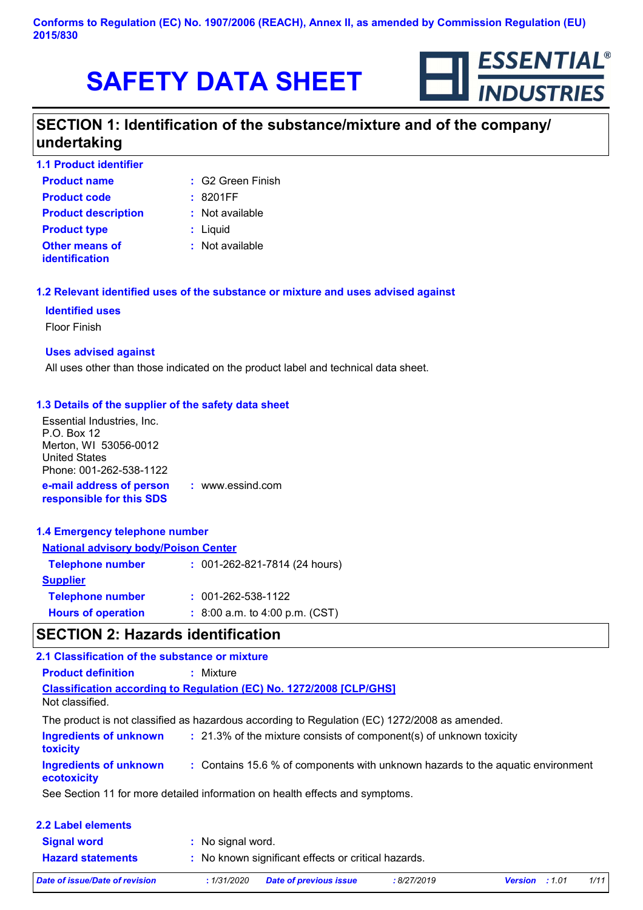Conforms to Regulation (EC) No. 1907/2006 (REACH), Annex II, as amended by Commission Regulation (EU) 2015/830

# SAFETY DATA SHEET

ESSENTIAL® INDUSTRIES

## SECTION 1: Identification of the substance/mixture and of the company/undertaking

### 1.1 Product identifier

**Product name** : G2 Green Finish

**Product code** : 8201FF

**Product description** : Not available

**Product type** : Liquid

**Other means of identification** : Not available

### 1.2 Relevant identified uses of the substance or mixture and uses advised against

**Identified uses**

Floor Finish

**Uses advised against**

All uses other than those indicated on the product label and technical data sheet.

### 1.3 Details of the supplier of the safety data sheet

Essential Industries, Inc.
P.O. Box 12
Merton, WI 53056-0012
United States
Phone: 001-262-538-1122

**e-mail address of person responsible for this SDS** : www.essind.com

### 1.4 Emergency telephone number

**National advisory body/Poison Center**

**Telephone number** : 001-262-821-7814 (24 hours)

**Supplier**

**Telephone number** : 001-262-538-1122

**Hours of operation** : 8:00 a.m. to 4:00 p.m. (CST)

## SECTION 2: Hazards identification

### 2.1 Classification of the substance or mixture

**Product definition** : Mixture

**Classification according to Regulation (EC) No. 1272/2008 [CLP/GHS]**

Not classified.

The product is not classified as hazardous according to Regulation (EC) 1272/2008 as amended.

**Ingredients of unknown toxicity** : 21.3% of the mixture consists of component(s) of unknown toxicity

**Ingredients of unknown ecotoxicity** : Contains 15.6 % of components with unknown hazards to the aquatic environment

See Section 11 for more detailed information on health effects and symptoms.

### 2.2 Label elements

**Signal word** : No signal word.

**Hazard statements** : No known significant effects or critical hazards.

*Date of issue/Date of revision* : 1/31/2020 *Date of previous issue* : 8/27/2019 *Version* : 1.01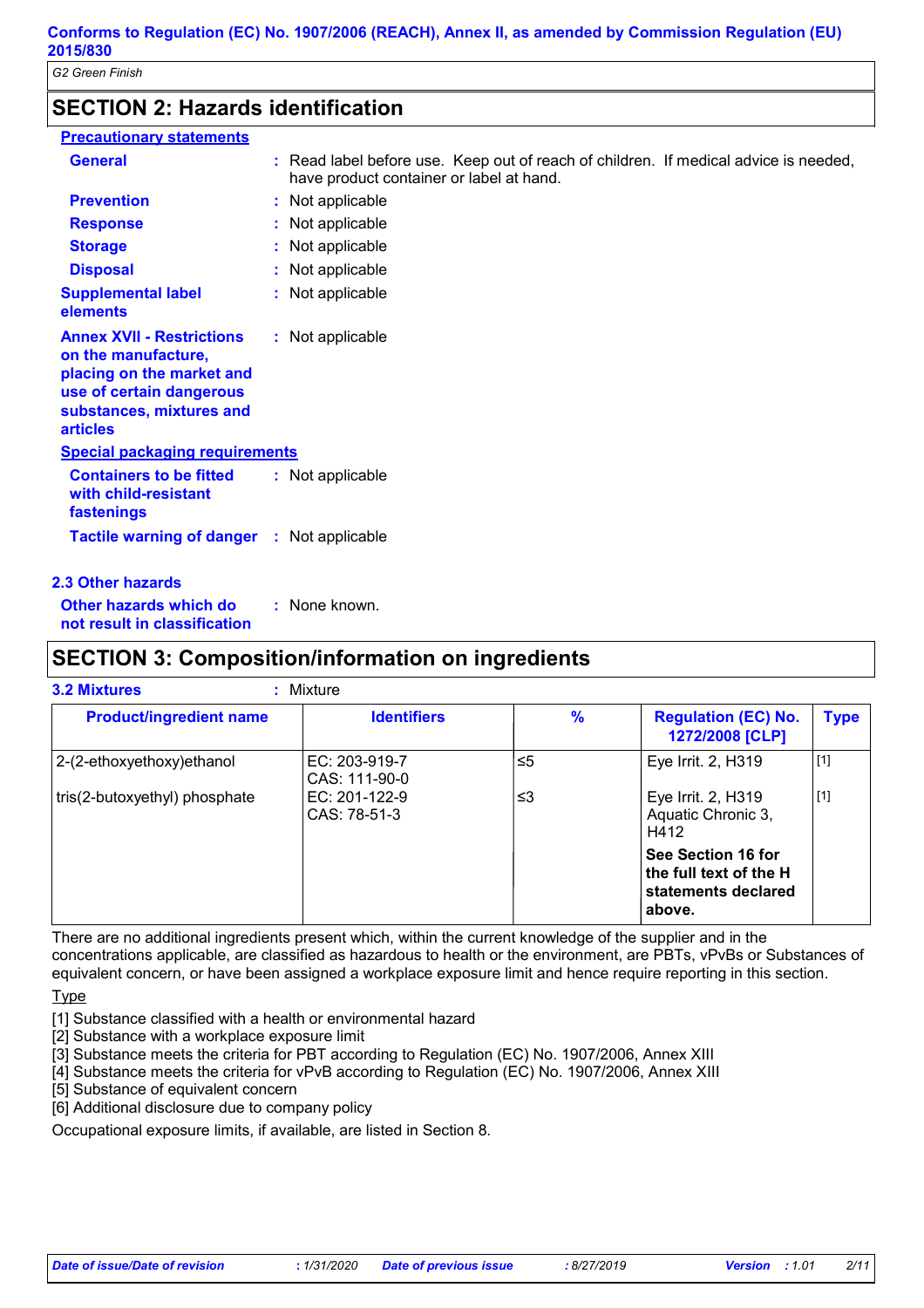## SECTION 2: Hazards identification

**Precautionary statements**

**General** : Read label before use. Keep out of reach of children. If medical advice is needed, have product container or label at hand.

**Prevention** : Not applicable

**Response** : Not applicable

**Storage** : Not applicable

**Disposal** : Not applicable

**Supplemental label elements** : Not applicable

**Annex XVII - Restrictions on the manufacture, placing on the market and use of certain dangerous substances, mixtures and articles** : Not applicable

**Special packaging requirements**

**Containers to be fitted with child-resistant fastenings** : Not applicable

**Tactile warning of danger** : Not applicable

### 2.3 Other hazards

**Other hazards which do not result in classification** : None known.

## SECTION 3: Composition/information on ingredients

**3.2 Mixtures** : Mixture

| Product/ingredient name | Identifiers | % | Regulation (EC) No. 1272/2008 [CLP] | Type |
|---|---|---|---|---|
| 2-(2-ethoxyethoxy)ethanol | EC: 203-919-7<br>CAS: 111-90-0 | ≤5 | Eye Irrit. 2, H319 | [1] |
| tris(2-butoxyethyl) phosphate | EC: 201-122-9<br>CAS: 78-51-3 | ≤3 | Eye Irrit. 2, H319<br>Aquatic Chronic 3, H412 | [1] |
| | | | **See Section 16 for the full text of the H statements declared above.** | |

There are no additional ingredients present which, within the current knowledge of the supplier and in the concentrations applicable, are classified as hazardous to health or the environment, are PBTs, vPvBs or Substances of equivalent concern, or have been assigned a workplace exposure limit and hence require reporting in this section.

Type

[1] Substance classified with a health or environmental hazard
[2] Substance with a workplace exposure limit
[3] Substance meets the criteria for PBT according to Regulation (EC) No. 1907/2006, Annex XIII
[4] Substance meets the criteria for vPvB according to Regulation (EC) No. 1907/2006, Annex XIII
[5] Substance of equivalent concern
[6] Additional disclosure due to company policy

Occupational exposure limits, if available, are listed in Section 8.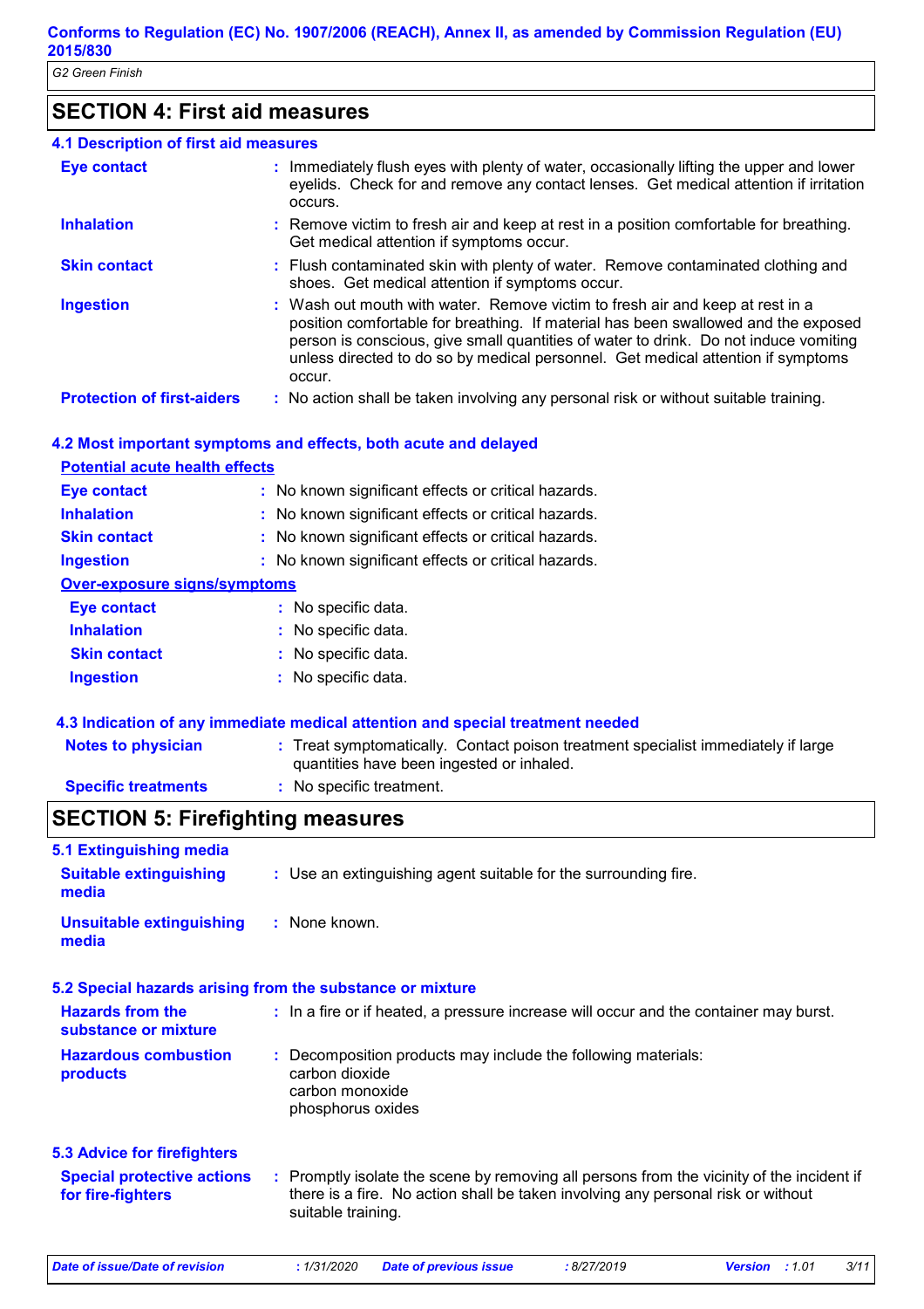## SECTION 4: First aid measures

### 4.1 Description of first aid measures

**Eye contact** : Immediately flush eyes with plenty of water, occasionally lifting the upper and lower eyelids. Check for and remove any contact lenses. Get medical attention if irritation occurs.

**Inhalation** : Remove victim to fresh air and keep at rest in a position comfortable for breathing. Get medical attention if symptoms occur.

**Skin contact** : Flush contaminated skin with plenty of water. Remove contaminated clothing and shoes. Get medical attention if symptoms occur.

**Ingestion** : Wash out mouth with water. Remove victim to fresh air and keep at rest in a position comfortable for breathing. If material has been swallowed and the exposed person is conscious, give small quantities of water to drink. Do not induce vomiting unless directed to do so by medical personnel. Get medical attention if symptoms occur.

**Protection of first-aiders** : No action shall be taken involving any personal risk or without suitable training.

### 4.2 Most important symptoms and effects, both acute and delayed

**Potential acute health effects**

**Eye contact** : No known significant effects or critical hazards.

**Inhalation** : No known significant effects or critical hazards.

**Skin contact** : No known significant effects or critical hazards.

**Ingestion** : No known significant effects or critical hazards.

**Over-exposure signs/symptoms**

**Eye contact** : No specific data.

**Inhalation** : No specific data.

**Skin contact** : No specific data.

**Ingestion** : No specific data.

### 4.3 Indication of any immediate medical attention and special treatment needed

**Notes to physician** : Treat symptomatically. Contact poison treatment specialist immediately if large quantities have been ingested or inhaled.

**Specific treatments** : No specific treatment.

## SECTION 5: Firefighting measures

### 5.1 Extinguishing media

**Suitable extinguishing media** : Use an extinguishing agent suitable for the surrounding fire.

**Unsuitable extinguishing media** : None known.

### 5.2 Special hazards arising from the substance or mixture

**Hazards from the substance or mixture** : In a fire or if heated, a pressure increase will occur and the container may burst.

**Hazardous combustion products** : Decomposition products may include the following materials:
carbon dioxide
carbon monoxide
phosphorus oxides

### 5.3 Advice for firefighters

**Special protective actions for fire-fighters** : Promptly isolate the scene by removing all persons from the vicinity of the incident if there is a fire. No action shall be taken involving any personal risk or without suitable training.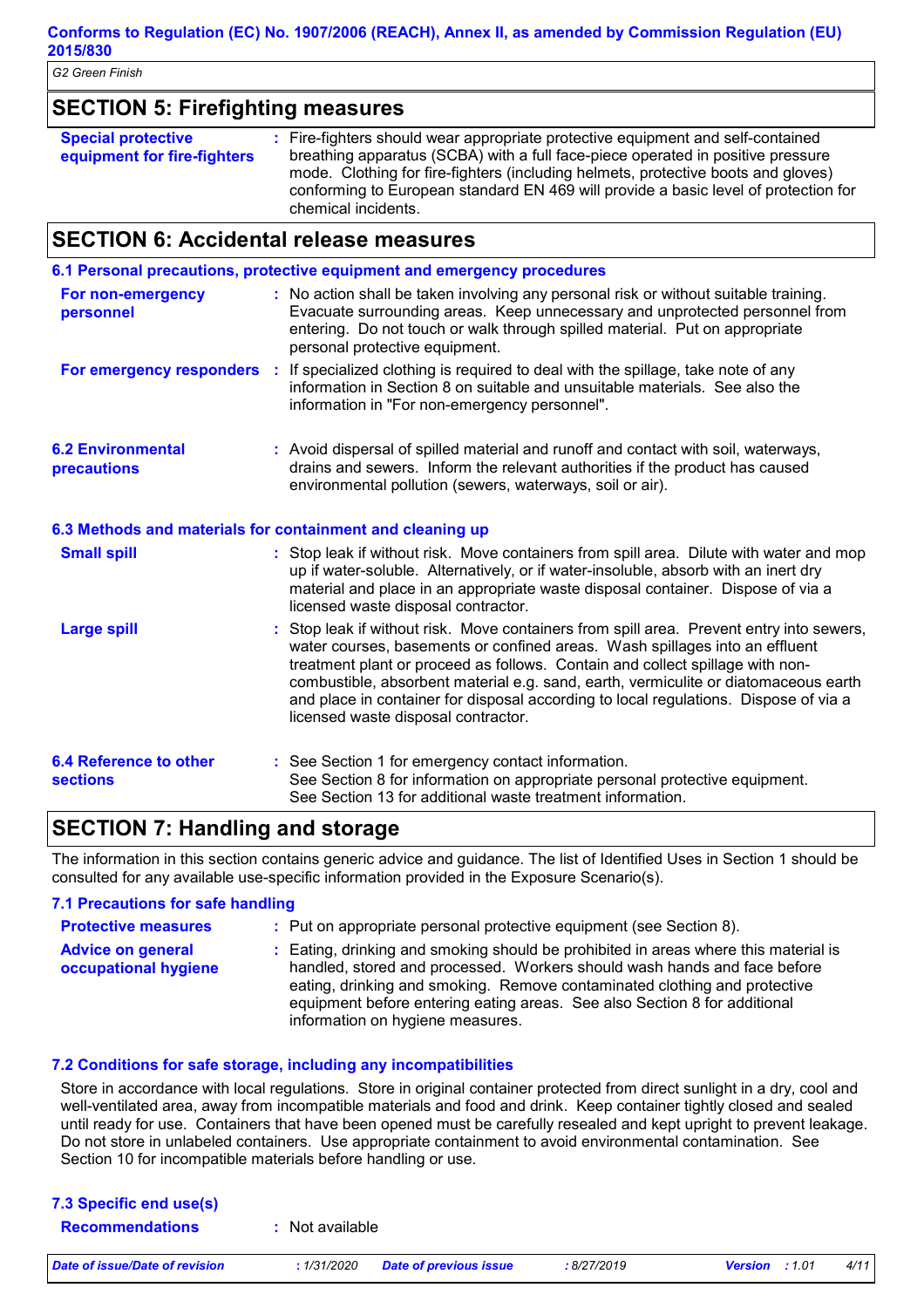## SECTION 5: Firefighting measures

**Special protective equipment for fire-fighters** : Fire-fighters should wear appropriate protective equipment and self-contained breathing apparatus (SCBA) with a full face-piece operated in positive pressure mode. Clothing for fire-fighters (including helmets, protective boots and gloves) conforming to European standard EN 469 will provide a basic level of protection for chemical incidents.

## SECTION 6: Accidental release measures

### 6.1 Personal precautions, protective equipment and emergency procedures

**For non-emergency personnel** : No action shall be taken involving any personal risk or without suitable training. Evacuate surrounding areas. Keep unnecessary and unprotected personnel from entering. Do not touch or walk through spilled material. Put on appropriate personal protective equipment.

**For emergency responders** : If specialized clothing is required to deal with the spillage, take note of any information in Section 8 on suitable and unsuitable materials. See also the information in "For non-emergency personnel".

**6.2 Environmental precautions** : Avoid dispersal of spilled material and runoff and contact with soil, waterways, drains and sewers. Inform the relevant authorities if the product has caused environmental pollution (sewers, waterways, soil or air).

### 6.3 Methods and materials for containment and cleaning up

**Small spill** : Stop leak if without risk. Move containers from spill area. Dilute with water and mop up if water-soluble. Alternatively, or if water-insoluble, absorb with an inert dry material and place in an appropriate waste disposal container. Dispose of via a licensed waste disposal contractor.

**Large spill** : Stop leak if without risk. Move containers from spill area. Prevent entry into sewers, water courses, basements or confined areas. Wash spillages into an effluent treatment plant or proceed as follows. Contain and collect spillage with non-combustible, absorbent material e.g. sand, earth, vermiculite or diatomaceous earth and place in container for disposal according to local regulations. Dispose of via a licensed waste disposal contractor.

**6.4 Reference to other sections** : See Section 1 for emergency contact information.
See Section 8 for information on appropriate personal protective equipment.
See Section 13 for additional waste treatment information.

## SECTION 7: Handling and storage

The information in this section contains generic advice and guidance. The list of Identified Uses in Section 1 should be consulted for any available use-specific information provided in the Exposure Scenario(s).

### 7.1 Precautions for safe handling

**Protective measures** : Put on appropriate personal protective equipment (see Section 8).

**Advice on general occupational hygiene** : Eating, drinking and smoking should be prohibited in areas where this material is handled, stored and processed. Workers should wash hands and face before eating, drinking and smoking. Remove contaminated clothing and protective equipment before entering eating areas. See also Section 8 for additional information on hygiene measures.

### 7.2 Conditions for safe storage, including any incompatibilities

Store in accordance with local regulations. Store in original container protected from direct sunlight in a dry, cool and well-ventilated area, away from incompatible materials and food and drink. Keep container tightly closed and sealed until ready for use. Containers that have been opened must be carefully resealed and kept upright to prevent leakage. Do not store in unlabeled containers. Use appropriate containment to avoid environmental contamination. See Section 10 for incompatible materials before handling or use.

### 7.3 Specific end use(s)

**Recommendations** : Not available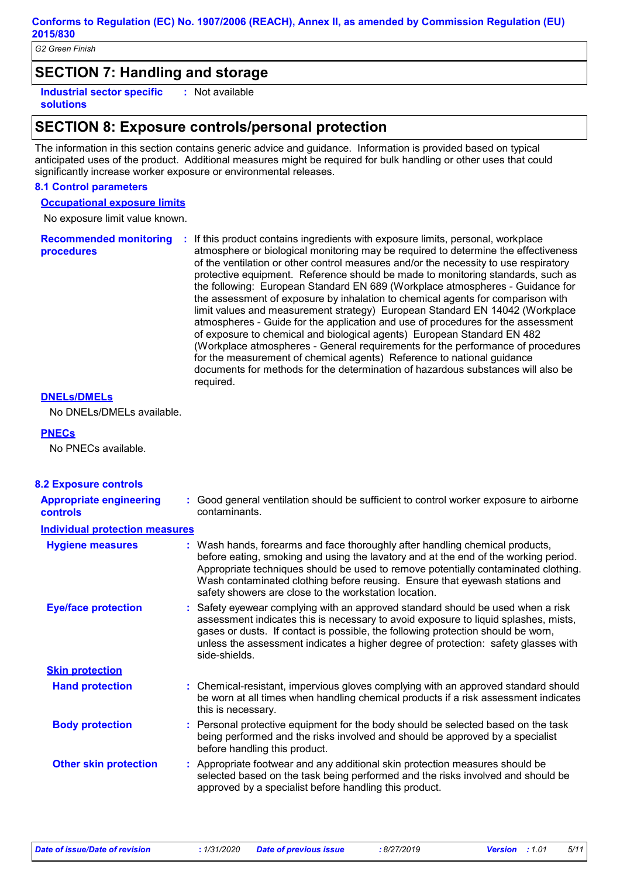## SECTION 7: Handling and storage

**Industrial sector specific solutions** : Not available

## SECTION 8: Exposure controls/personal protection

The information in this section contains generic advice and guidance. Information is provided based on typical anticipated uses of the product. Additional measures might be required for bulk handling or other uses that could significantly increase worker exposure or environmental releases.

### 8.1 Control parameters

#### Occupational exposure limits

No exposure limit value known.

**Recommended monitoring procedures** : If this product contains ingredients with exposure limits, personal, workplace atmosphere or biological monitoring may be required to determine the effectiveness of the ventilation or other control measures and/or the necessity to use respiratory protective equipment. Reference should be made to monitoring standards, such as the following: European Standard EN 689 (Workplace atmospheres - Guidance for the assessment of exposure by inhalation to chemical agents for comparison with limit values and measurement strategy) European Standard EN 14042 (Workplace atmospheres - Guide for the application and use of procedures for the assessment of exposure to chemical and biological agents) European Standard EN 482 (Workplace atmospheres - General requirements for the performance of procedures for the measurement of chemical agents) Reference to national guidance documents for methods for the determination of hazardous substances will also be required.

#### DNELs/DMELs

No DNELs/DMELs available.

#### PNECs

No PNECs available.

### 8.2 Exposure controls

**Appropriate engineering controls** : Good general ventilation should be sufficient to control worker exposure to airborne contaminants.

#### Individual protection measures

**Hygiene measures** : Wash hands, forearms and face thoroughly after handling chemical products, before eating, smoking and using the lavatory and at the end of the working period. Appropriate techniques should be used to remove potentially contaminated clothing. Wash contaminated clothing before reusing. Ensure that eyewash stations and safety showers are close to the workstation location.

**Eye/face protection** : Safety eyewear complying with an approved standard should be used when a risk assessment indicates this is necessary to avoid exposure to liquid splashes, mists, gases or dusts. If contact is possible, the following protection should be worn, unless the assessment indicates a higher degree of protection: safety glasses with side-shields.

#### Skin protection

**Hand protection** : Chemical-resistant, impervious gloves complying with an approved standard should be worn at all times when handling chemical products if a risk assessment indicates this is necessary.

**Body protection** : Personal protective equipment for the body should be selected based on the task being performed and the risks involved and should be approved by a specialist before handling this product.

**Other skin protection** : Appropriate footwear and any additional skin protection measures should be selected based on the task being performed and the risks involved and should be approved by a specialist before handling this product.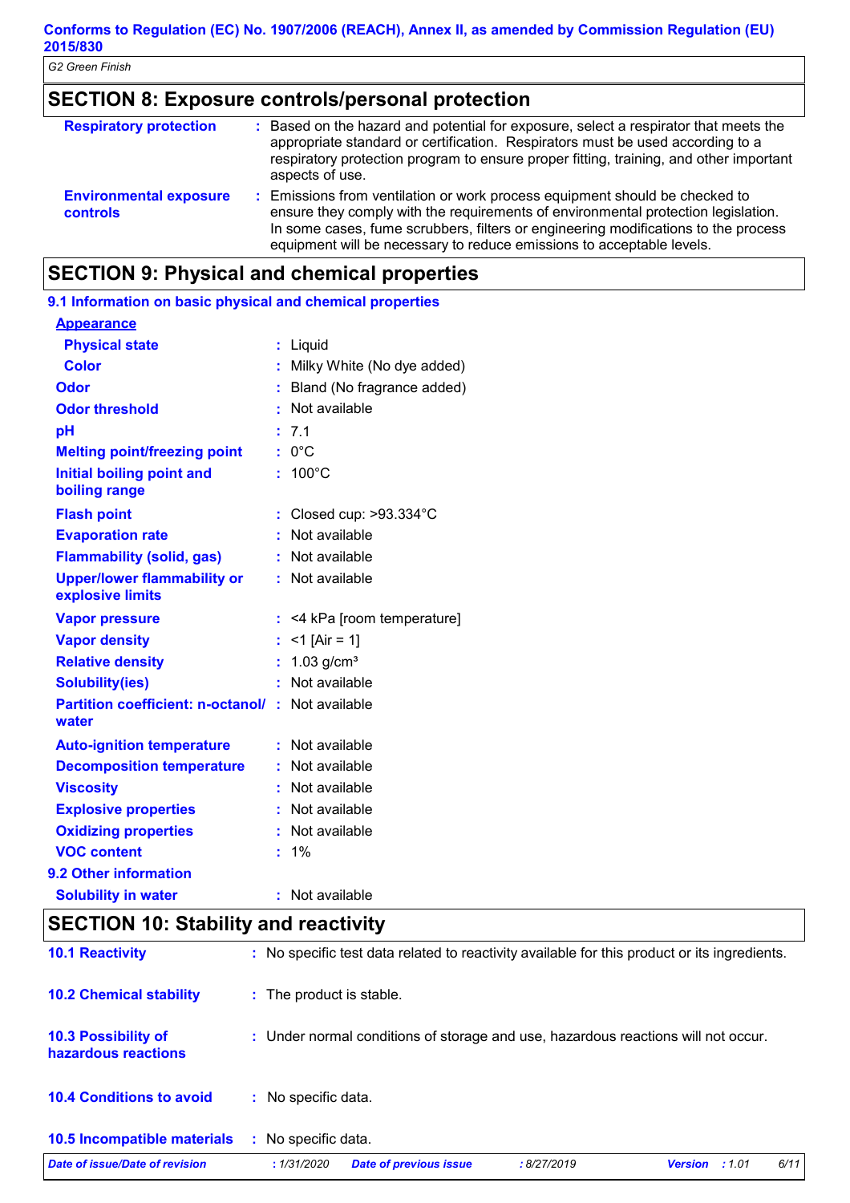## SECTION 8: Exposure controls/personal protection

| | |
|---|---|
| **Respiratory protection** | : Based on the hazard and potential for exposure, select a respirator that meets the appropriate standard or certification. Respirators must be used according to a respiratory protection program to ensure proper fitting, training, and other important aspects of use. |
| **Environmental exposure controls** | : Emissions from ventilation or work process equipment should be checked to ensure they comply with the requirements of environmental protection legislation. In some cases, fume scrubbers, filters or engineering modifications to the process equipment will be necessary to reduce emissions to acceptable levels. |

## SECTION 9: Physical and chemical properties

### 9.1 Information on basic physical and chemical properties

**Appearance**

| | |
|---|---|
| **Physical state** | : Liquid |
| **Color** | : Milky White (No dye added) |
| **Odor** | : Bland (No fragrance added) |
| **Odor threshold** | : Not available |
| **pH** | : 7.1 |
| **Melting point/freezing point** | : 0°C |
| **Initial boiling point and boiling range** | : 100°C |
| **Flash point** | : Closed cup: >93.334°C |
| **Evaporation rate** | : Not available |
| **Flammability (solid, gas)** | : Not available |
| **Upper/lower flammability or explosive limits** | : Not available |
| **Vapor pressure** | : <4 kPa [room temperature] |
| **Vapor density** | : <1 [Air = 1] |
| **Relative density** | : 1.03 g/cm³ |
| **Solubility(ies)** | : Not available |
| **Partition coefficient: n-octanol/ water** | : Not available |
| **Auto-ignition temperature** | : Not available |
| **Decomposition temperature** | : Not available |
| **Viscosity** | : Not available |
| **Explosive properties** | : Not available |
| **Oxidizing properties** | : Not available |
| **VOC content** | : 1% |

### 9.2 Other information

| | |
|---|---|
| **Solubility in water** | : Not available |

## SECTION 10: Stability and reactivity

| | |
|---|---|
| **10.1 Reactivity** | : No specific test data related to reactivity available for this product or its ingredients. |
| **10.2 Chemical stability** | : The product is stable. |
| **10.3 Possibility of hazardous reactions** | : Under normal conditions of storage and use, hazardous reactions will not occur. |
| **10.4 Conditions to avoid** | : No specific data. |
| **10.5 Incompatible materials** | : No specific data. |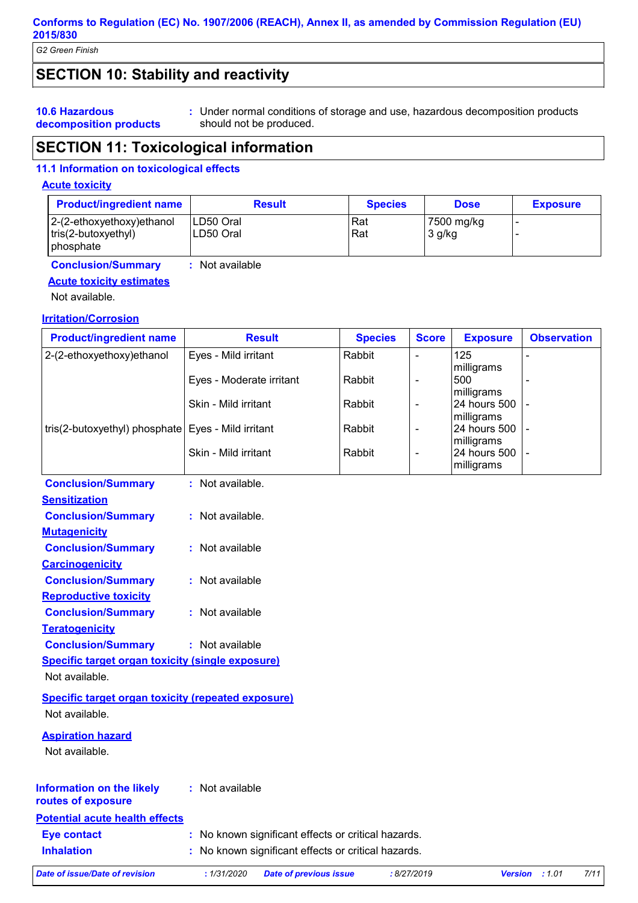## SECTION 10: Stability and reactivity

**10.6 Hazardous decomposition products** : Under normal conditions of storage and use, hazardous decomposition products should not be produced.

## SECTION 11: Toxicological information

### 11.1 Information on toxicological effects

**Acute toxicity**

| Product/ingredient name | Result | Species | Dose | Exposure |
|---|---|---|---|---|
| 2-(2-ethoxyethoxy)ethanol | LD50 Oral | Rat | 7500 mg/kg | - |
| tris(2-butoxyethyl) phosphate | LD50 Oral | Rat | 3 g/kg | - |

**Conclusion/Summary** : Not available

**Acute toxicity estimates**

Not available.

**Irritation/Corrosion**

| Product/ingredient name | Result | Species | Score | Exposure | Observation |
|---|---|---|---|---|---|
| 2-(2-ethoxyethoxy)ethanol | Eyes - Mild irritant | Rabbit | - | 125 milligrams | - |
| | Eyes - Moderate irritant | Rabbit | - | 500 milligrams | - |
| | Skin - Mild irritant | Rabbit | - | 24 hours 500 milligrams | - |
| tris(2-butoxyethyl) phosphate | Eyes - Mild irritant | Rabbit | - | 24 hours 500 milligrams | - |
| | Skin - Mild irritant | Rabbit | - | 24 hours 500 milligrams | - |

**Conclusion/Summary** : Not available.

**Sensitization**

**Conclusion/Summary** : Not available.

**Mutagenicity**

**Conclusion/Summary** : Not available

**Carcinogenicity**

**Conclusion/Summary** : Not available

**Reproductive toxicity**

**Conclusion/Summary** : Not available

**Teratogenicity**

**Conclusion/Summary** : Not available

**Specific target organ toxicity (single exposure)**

Not available.

**Specific target organ toxicity (repeated exposure)**

Not available.

**Aspiration hazard**

Not available.

**Information on the likely routes of exposure** : Not available

**Potential acute health effects**

**Eye contact** : No known significant effects or critical hazards.

**Inhalation** : No known significant effects or critical hazards.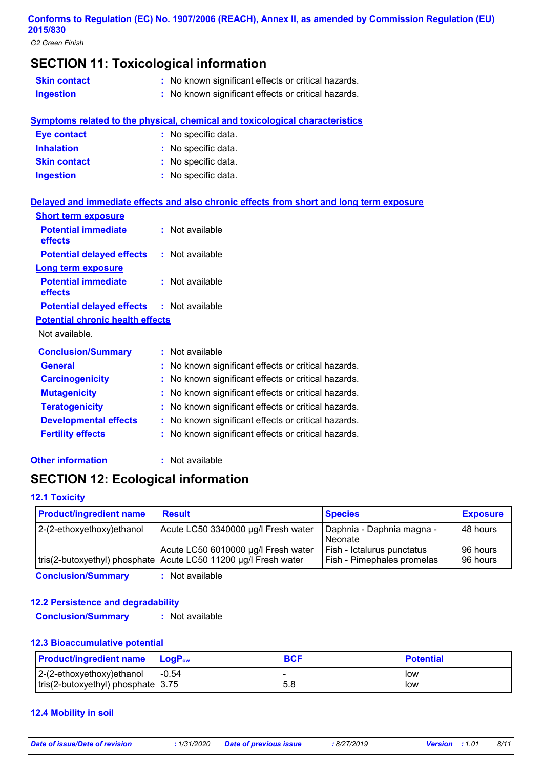## SECTION 11: Toxicological information

**Skin contact** : No known significant effects or critical hazards.
**Ingestion** : No known significant effects or critical hazards.

**Symptoms related to the physical, chemical and toxicological characteristics**

**Eye contact** : No specific data.
**Inhalation** : No specific data.
**Skin contact** : No specific data.
**Ingestion** : No specific data.

**Delayed and immediate effects and also chronic effects from short and long term exposure**

**Short term exposure**

**Potential immediate effects** : Not available
**Potential delayed effects** : Not available

**Long term exposure**

**Potential immediate effects** : Not available
**Potential delayed effects** : Not available

**Potential chronic health effects**

Not available.

**Conclusion/Summary** : Not available
**General** : No known significant effects or critical hazards.
**Carcinogenicity** : No known significant effects or critical hazards.
**Mutagenicity** : No known significant effects or critical hazards.
**Teratogenicity** : No known significant effects or critical hazards.
**Developmental effects** : No known significant effects or critical hazards.
**Fertility effects** : No known significant effects or critical hazards.

**Other information** : Not available

## SECTION 12: Ecological information

### 12.1 Toxicity

| Product/ingredient name | Result | Species | Exposure |
|---|---|---|---|
| 2-(2-ethoxyethoxy)ethanol | Acute LC50 3340000 µg/l Fresh water | Daphnia - Daphnia magna - Neonate | 48 hours |
| | Acute LC50 6010000 µg/l Fresh water | Fish - Ictalurus punctatus | 96 hours |
| tris(2-butoxyethyl) phosphate | Acute LC50 11200 µg/l Fresh water | Fish - Pimephales promelas | 96 hours |

**Conclusion/Summary** : Not available

### 12.2 Persistence and degradability

**Conclusion/Summary** : Not available

### 12.3 Bioaccumulative potential

| Product/ingredient name | $LogP_{ow}$ | BCF | Potential |
|---|---|---|---|
| 2-(2-ethoxyethoxy)ethanol | -0.54 | - | low |
| tris(2-butoxyethyl) phosphate | 3.75 | 5.8 | low |

### 12.4 Mobility in soil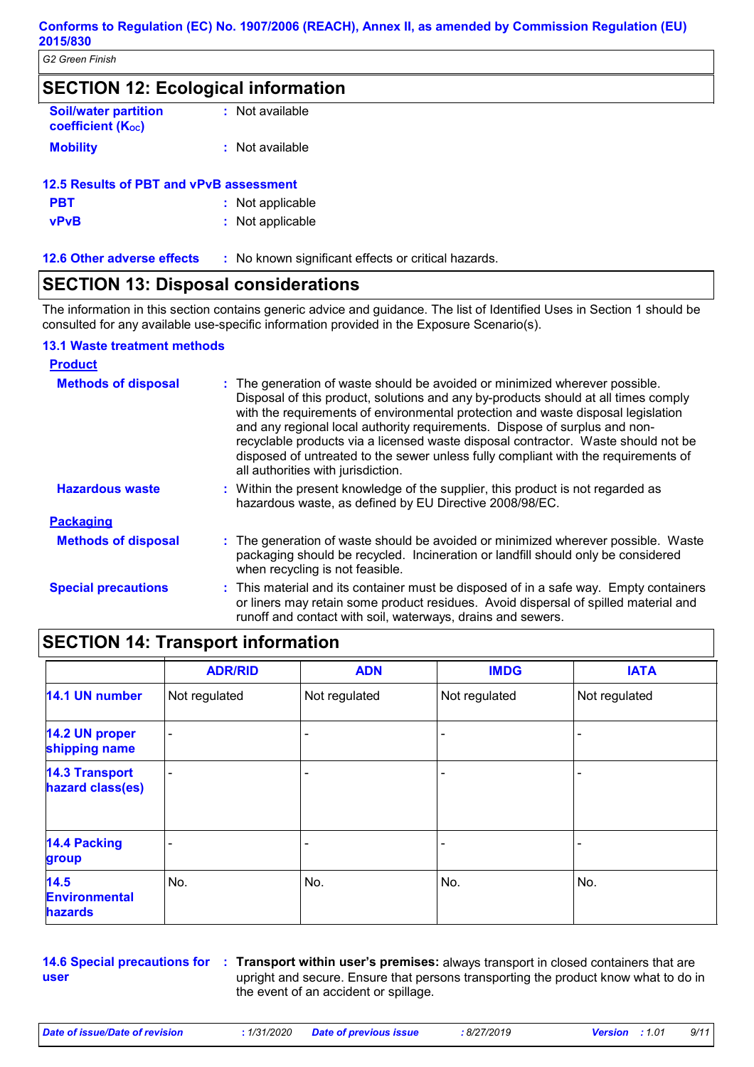## SECTION 12: Ecological information

**Soil/water partition coefficient ($K_{OC}$)** : Not available

**Mobility** : Not available

### 12.5 Results of PBT and vPvB assessment

**PBT** : Not applicable

**vPvB** : Not applicable

**12.6 Other adverse effects** : No known significant effects or critical hazards.

## SECTION 13: Disposal considerations

The information in this section contains generic advice and guidance. The list of Identified Uses in Section 1 should be consulted for any available use-specific information provided in the Exposure Scenario(s).

### 13.1 Waste treatment methods

**Product**

**Methods of disposal** : The generation of waste should be avoided or minimized wherever possible. Disposal of this product, solutions and any by-products should at all times comply with the requirements of environmental protection and waste disposal legislation and any regional local authority requirements. Dispose of surplus and non-recyclable products via a licensed waste disposal contractor. Waste should not be disposed of untreated to the sewer unless fully compliant with the requirements of all authorities with jurisdiction.

**Hazardous waste** : Within the present knowledge of the supplier, this product is not regarded as hazardous waste, as defined by EU Directive 2008/98/EC.

**Packaging**

**Methods of disposal** : The generation of waste should be avoided or minimized wherever possible. Waste packaging should be recycled. Incineration or landfill should only be considered when recycling is not feasible.

**Special precautions** : This material and its container must be disposed of in a safe way. Empty containers or liners may retain some product residues. Avoid dispersal of spilled material and runoff and contact with soil, waterways, drains and sewers.

## SECTION 14: Transport information

| | ADR/RID | ADN | IMDG | IATA |
|---|---|---|---|---|
| 14.1 UN number | Not regulated | Not regulated | Not regulated | Not regulated |
| 14.2 UN proper shipping name | - | - | - | - |
| 14.3 Transport hazard class(es) | - | - | - | - |
| 14.4 Packing group | - | - | - | - |
| 14.5 Environmental hazards | No. | No. | No. | No. |

**14.6 Special precautions for user** : **Transport within user's premises:** always transport in closed containers that are upright and secure. Ensure that persons transporting the product know what to do in the event of an accident or spillage.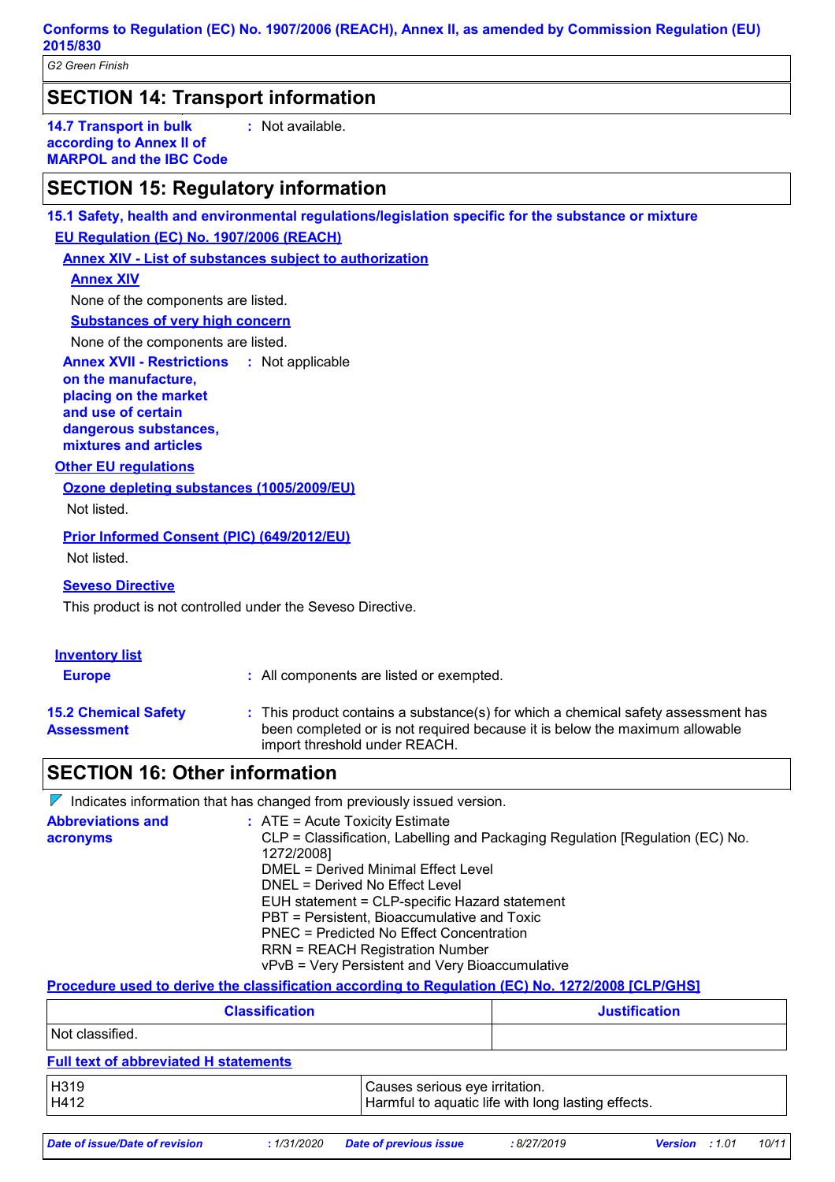## SECTION 14: Transport information

**14.7 Transport in bulk according to Annex II of MARPOL and the IBC Code** : Not available.

## SECTION 15: Regulatory information

**15.1 Safety, health and environmental regulations/legislation specific for the substance or mixture**

**EU Regulation (EC) No. 1907/2006 (REACH)**

**Annex XIV - List of substances subject to authorization**

**Annex XIV**

None of the components are listed.

**Substances of very high concern**

None of the components are listed.

**Annex XVII - Restrictions on the manufacture, placing on the market and use of certain dangerous substances, mixtures and articles** : Not applicable

**Other EU regulations**

**Ozone depleting substances (1005/2009/EU)**

Not listed.

**Prior Informed Consent (PIC) (649/2012/EU)**

Not listed.

**Seveso Directive**

This product is not controlled under the Seveso Directive.

**Inventory list**

**Europe** : All components are listed or exempted.

**15.2 Chemical Safety Assessment** : This product contains a substance(s) for which a chemical safety assessment has been completed or is not required because it is below the maximum allowable import threshold under REACH.

## SECTION 16: Other information

Indicates information that has changed from previously issued version.

**Abbreviations and acronyms** :
ATE = Acute Toxicity Estimate
CLP = Classification, Labelling and Packaging Regulation [Regulation (EC) No. 1272/2008]
DMEL = Derived Minimal Effect Level
DNEL = Derived No Effect Level
EUH statement = CLP-specific Hazard statement
PBT = Persistent, Bioaccumulative and Toxic
PNEC = Predicted No Effect Concentration
RRN = REACH Registration Number
vPvB = Very Persistent and Very Bioaccumulative

**Procedure used to derive the classification according to Regulation (EC) No. 1272/2008 [CLP/GHS]**

| Classification | Justification |
|---|---|
| Not classified. | |

**Full text of abbreviated H statements**

| | |
|---|---|
| H319 | Causes serious eye irritation. |
| H412 | Harmful to aquatic life with long lasting effects. |

*Date of issue/Date of revision* : 1/31/2020 *Date of previous issue* : 8/27/2019 *Version* : 1.01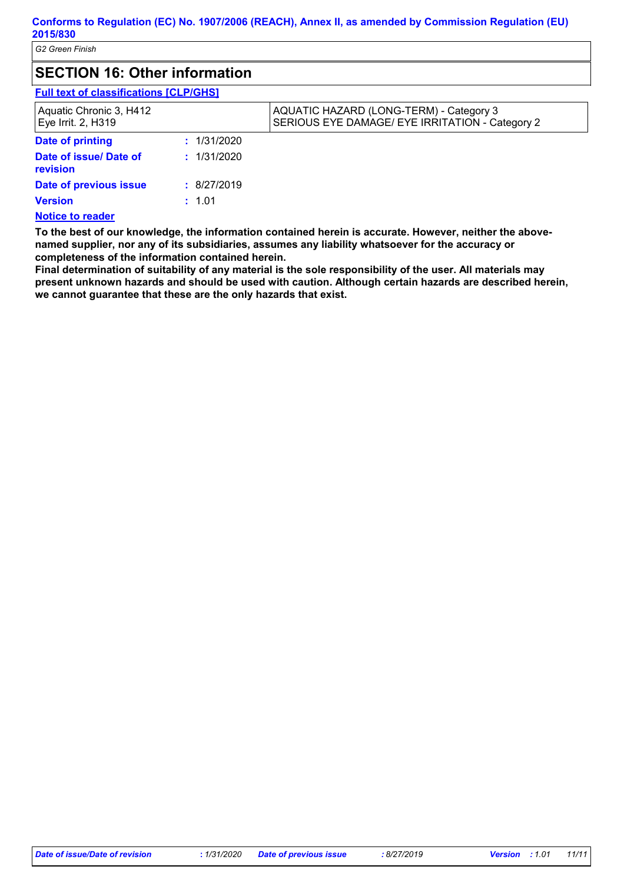## SECTION 16: Other information

**Full text of classifications [CLP/GHS]**

| | |
|---|---|
| Aquatic Chronic 3, H412<br>Eye Irrit. 2, H319 | AQUATIC HAZARD (LONG-TERM) - Category 3<br>SERIOUS EYE DAMAGE/ EYE IRRITATION - Category 2 |

**Date of printing** : 1/31/2020

**Date of issue/ Date of revision** : 1/31/2020

**Date of previous issue** : 8/27/2019

**Version** : 1.01

**Notice to reader**

**To the best of our knowledge, the information contained herein is accurate. However, neither the above-named supplier, nor any of its subsidiaries, assumes any liability whatsoever for the accuracy or completeness of the information contained herein.**

**Final determination of suitability of any material is the sole responsibility of the user. All materials may present unknown hazards and should be used with caution. Although certain hazards are described herein, we cannot guarantee that these are the only hazards that exist.**